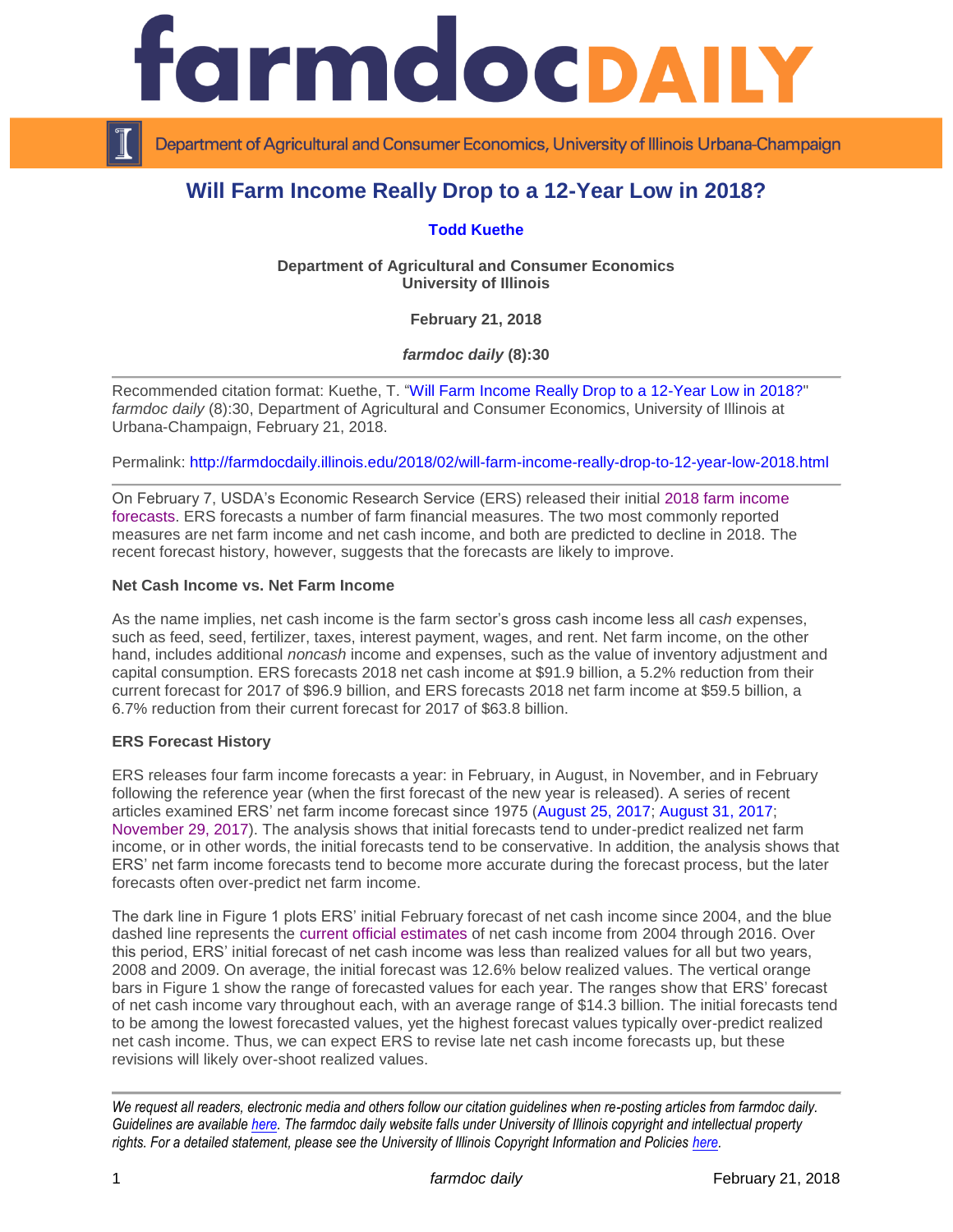# farmdoc DAILY

Department of Agricultural and Consumer Economics, University of Illinois Urbana-Champaign

## Will Farm Income Really Drop to a 12-Year Low in 2018?

**Todd Kuethe**

**Department of Agricultural and Consumer Economics**
**University of Illinois**

**February 21, 2018**

***farmdoc daily* (8):30**

Recommended citation format: Kuethe, T. "Will Farm Income Really Drop to a 12-Year Low in 2018?" *farmdoc daily* (8):30, Department of Agricultural and Consumer Economics, University of Illinois at Urbana-Champaign, February 21, 2018.

Permalink: http://farmdocdaily.illinois.edu/2018/02/will-farm-income-really-drop-to-12-year-low-2018.html

On February 7, USDA's Economic Research Service (ERS) released their initial 2018 farm income forecasts. ERS forecasts a number of farm financial measures. The two most commonly reported measures are net farm income and net cash income, and both are predicted to decline in 2018. The recent forecast history, however, suggests that the forecasts are likely to improve.

### Net Cash Income vs. Net Farm Income

As the name implies, net cash income is the farm sector's gross cash income less all *cash* expenses, such as feed, seed, fertilizer, taxes, interest payment, wages, and rent. Net farm income, on the other hand, includes additional *noncash* income and expenses, such as the value of inventory adjustment and capital consumption. ERS forecasts 2018 net cash income at $91.9 billion, a 5.2% reduction from their current forecast for 2017 of $96.9 billion, and ERS forecasts 2018 net farm income at $59.5 billion, a 6.7% reduction from their current forecast for 2017 of $63.8 billion.

### ERS Forecast History

ERS releases four farm income forecasts a year: in February, in August, in November, and in February following the reference year (when the first forecast of the new year is released). A series of recent articles examined ERS' net farm income forecast since 1975 (August 25, 2017; August 31, 2017; November 29, 2017). The analysis shows that initial forecasts tend to under-predict realized net farm income, or in other words, the initial forecasts tend to be conservative. In addition, the analysis shows that ERS' net farm income forecasts tend to become more accurate during the forecast process, but the later forecasts often over-predict net farm income.

The dark line in Figure 1 plots ERS' initial February forecast of net cash income since 2004, and the blue dashed line represents the current official estimates of net cash income from 2004 through 2016. Over this period, ERS' initial forecast of net cash income was less than realized values for all but two years, 2008 and 2009. On average, the initial forecast was 12.6% below realized values. The vertical orange bars in Figure 1 show the range of forecasted values for each year. The ranges show that ERS' forecast of net cash income vary throughout each, with an average range of $14.3 billion. The initial forecasts tend to be among the lowest forecasted values, yet the highest forecast values typically over-predict realized net cash income. Thus, we can expect ERS to revise late net cash income forecasts up, but these revisions will likely over-shoot realized values.

*We request all readers, electronic media and others follow our citation guidelines when re-posting articles from farmdoc daily. Guidelines are available here. The farmdoc daily website falls under University of Illinois copyright and intellectual property rights. For a detailed statement, please see the University of Illinois Copyright Information and Policies here.*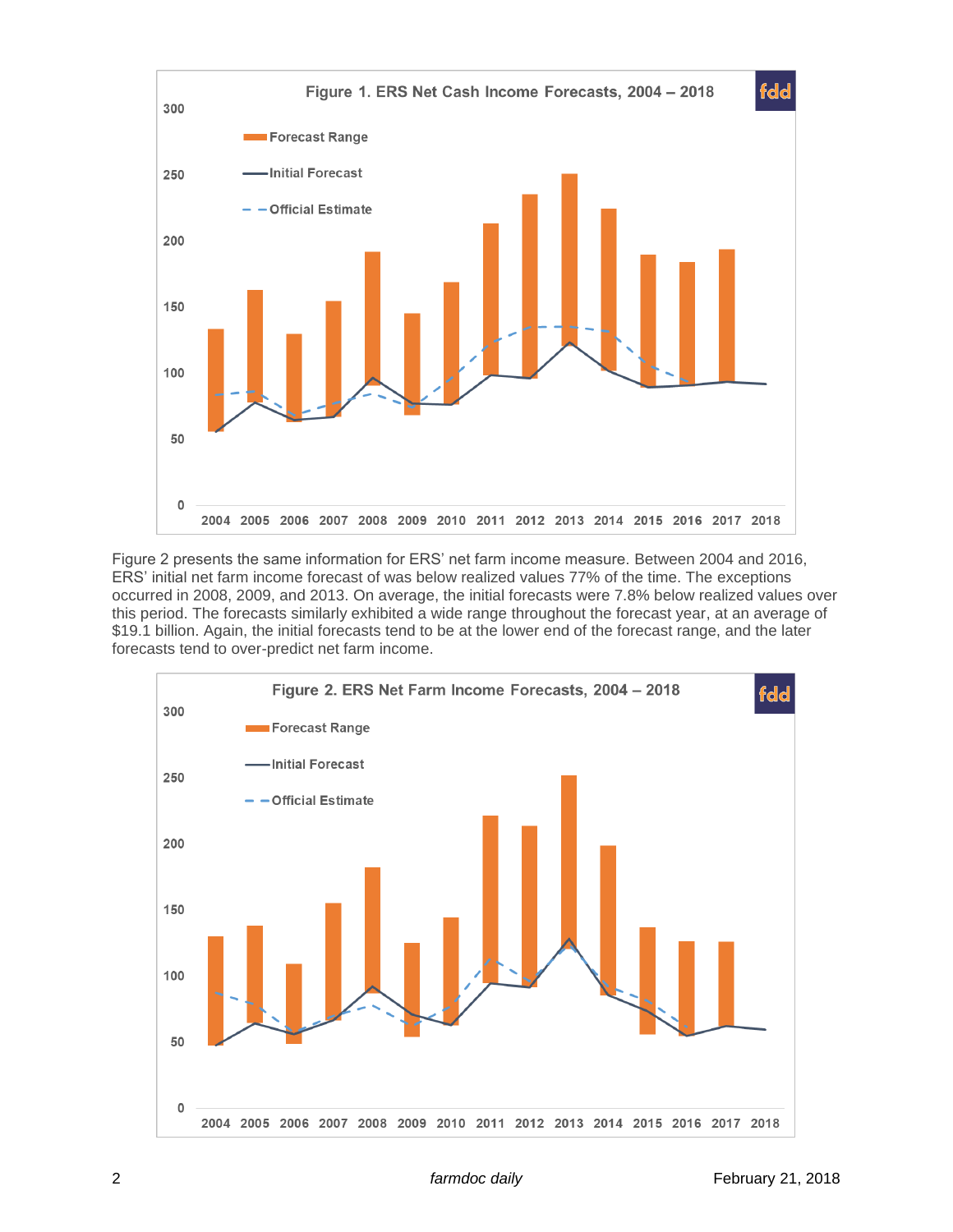Figure 1. ERS Net Cash Income Forecasts, 2004 – 2018

Figure 2 presents the same information for ERS' net farm income measure. Between 2004 and 2016, ERS' initial net farm income forecast of was below realized values 77% of the time. The exceptions occurred in 2008, 2009, and 2013. On average, the initial forecasts were 7.8% below realized values over this period. The forecasts similarly exhibited a wide range throughout the forecast year, at an average of \$19.1 billion. Again, the initial forecasts tend to be at the lower end of the forecast range, and the later forecasts tend to over-predict net farm income.

Figure 2. ERS Net Farm Income Forecasts, 2004 – 2018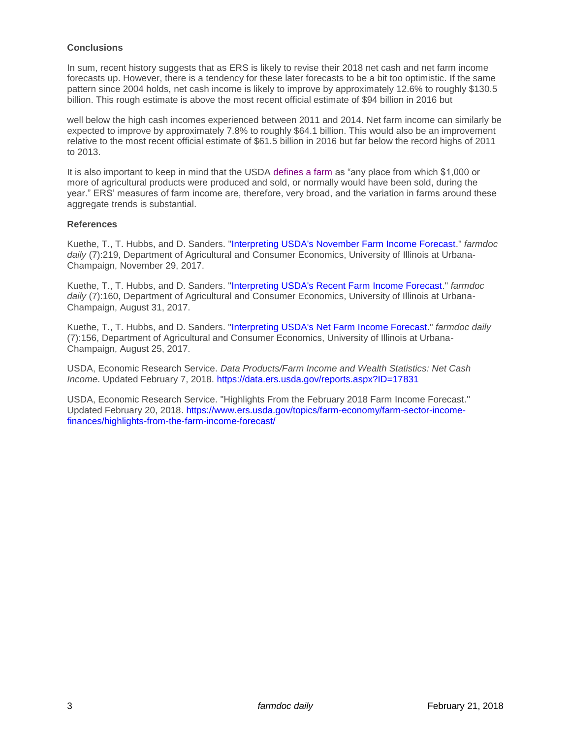## Conclusions

In sum, recent history suggests that as ERS is likely to revise their 2018 net cash and net farm income forecasts up. However, there is a tendency for these later forecasts to be a bit too optimistic. If the same pattern since 2004 holds, net cash income is likely to improve by approximately 12.6% to roughly $130.5 billion. This rough estimate is above the most recent official estimate of $94 billion in 2016 but well below the high cash incomes experienced between 2011 and 2014. Net farm income can similarly be expected to improve by approximately 7.8% to roughly $64.1 billion. This would also be an improvement relative to the most recent official estimate of $61.5 billion in 2016 but far below the record highs of 2011 to 2013.

It is also important to keep in mind that the USDA defines a farm as "any place from which $1,000 or more of agricultural products were produced and sold, or normally would have been sold, during the year." ERS' measures of farm income are, therefore, very broad, and the variation in farms around these aggregate trends is substantial.

## References

Kuethe, T., T. Hubbs, and D. Sanders. "Interpreting USDA's November Farm Income Forecast." *farmdoc daily* (7):219, Department of Agricultural and Consumer Economics, University of Illinois at Urbana-Champaign, November 29, 2017.

Kuethe, T., T. Hubbs, and D. Sanders. "Interpreting USDA's Recent Farm Income Forecast." *farmdoc daily* (7):160, Department of Agricultural and Consumer Economics, University of Illinois at Urbana-Champaign, August 31, 2017.

Kuethe, T., T. Hubbs, and D. Sanders. "Interpreting USDA's Net Farm Income Forecast." *farmdoc daily* (7):156, Department of Agricultural and Consumer Economics, University of Illinois at Urbana-Champaign, August 25, 2017.

USDA, Economic Research Service. *Data Products/Farm Income and Wealth Statistics: Net Cash Income*. Updated February 7, 2018. https://data.ers.usda.gov/reports.aspx?ID=17831

USDA, Economic Research Service. "Highlights From the February 2018 Farm Income Forecast." Updated February 20, 2018. https://www.ers.usda.gov/topics/farm-economy/farm-sector-income-finances/highlights-from-the-farm-income-forecast/